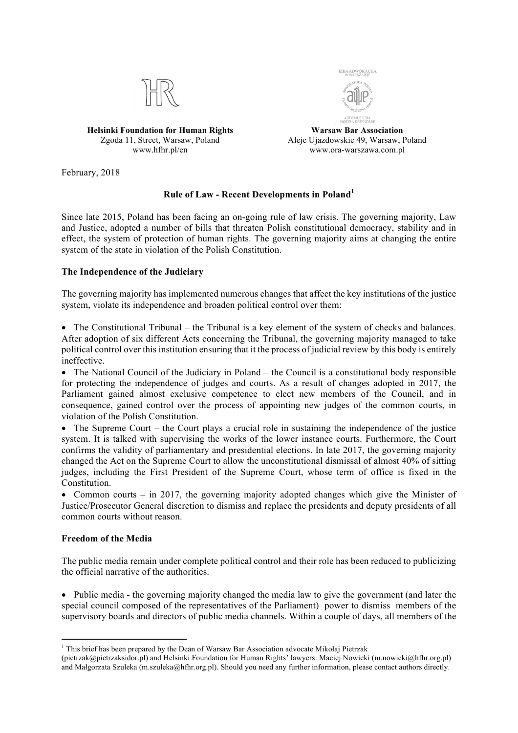**Helsinki Foundation for Human Rights**
Zgoda 11, Street, Warsaw, Poland
www.hfhr.pl/en

**Warsaw Bar Association**
Aleje Ujazdowskie 49, Warsaw, Poland
www.ora-warszawa.com.pl

February, 2018

## Rule of Law - Recent Developments in Poland[1]

Since late 2015, Poland has been facing an on-going rule of law crisis. The governing majority, Law and Justice, adopted a number of bills that threaten Polish constitutional democracy, stability and in effect, the system of protection of human rights. The governing majority aims at changing the entire system of the state in violation of the Polish Constitution.

### The Independence of the Judiciary

The governing majority has implemented numerous changes that affect the key institutions of the justice system, violate its independence and broaden political control over them:

- The Constitutional Tribunal – the Tribunal is a key element of the system of checks and balances. After adoption of six different Acts concerning the Tribunal, the governing majority managed to take political control over this institution ensuring that it the process of judicial review by this body is entirely ineffective.
- The National Council of the Judiciary in Poland – the Council is a constitutional body responsible for protecting the independence of judges and courts. As a result of changes adopted in 2017, the Parliament gained almost exclusive competence to elect new members of the Council, and in consequence, gained control over the process of appointing new judges of the common courts, in violation of the Polish Constitution.
- The Supreme Court – the Court plays a crucial role in sustaining the independence of the justice system. It is talked with supervising the works of the lower instance courts. Furthermore, the Court confirms the validity of parliamentary and presidential elections. In late 2017, the governing majority changed the Act on the Supreme Court to allow the unconstitutional dismissal of almost 40% of sitting judges, including the First President of the Supreme Court, whose term of office is fixed in the Constitution.
- Common courts – in 2017, the governing majority adopted changes which give the Minister of Justice/Prosecutor General discretion to dismiss and replace the presidents and deputy presidents of all common courts without reason.

### Freedom of the Media

The public media remain under complete political control and their role has been reduced to publicizing the official narrative of the authorities.

- Public media - the governing majority changed the media law to give the government (and later the special council composed of the representatives of the Parliament) power to dismiss members of the supervisory boards and directors of public media channels. Within a couple of days, all members of the

[1] This brief has been prepared by the Dean of Warsaw Bar Association advocate Mikołaj Pietrzak (pietrzak@pietrzaksidor.pl) and Helsinki Foundation for Human Rights' lawyers: Maciej Nowicki (m.nowicki@hfhr.org.pl) and Małgorzata Szuleka (m.szuleka@hfhr.org.pl). Should you need any further information, please contact authors directly.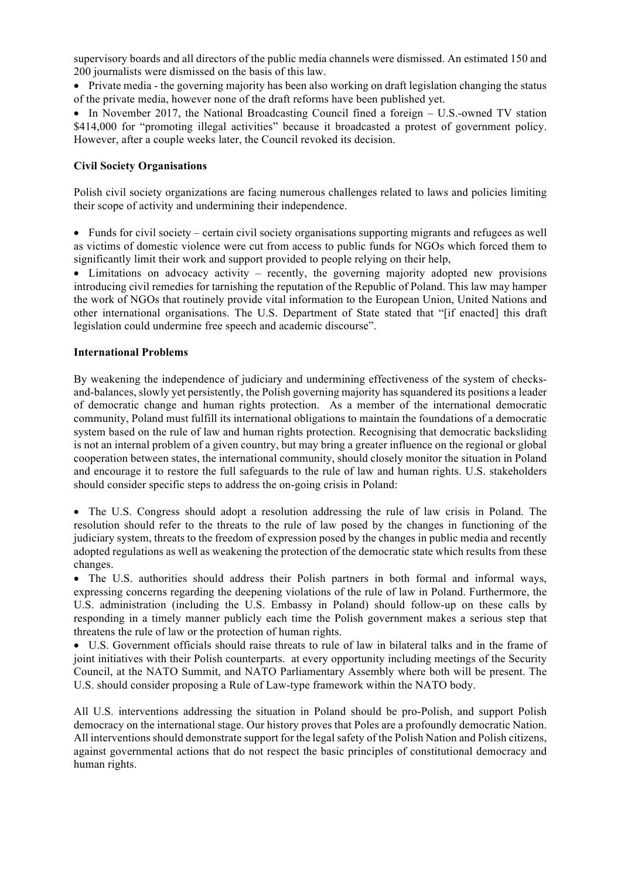supervisory boards and all directors of the public media channels were dismissed. An estimated 150 and 200 journalists were dismissed on the basis of this law.

- Private media - the governing majority has been also working on draft legislation changing the status of the private media, however none of the draft reforms have been published yet.
- In November 2017, the National Broadcasting Council fined a foreign – U.S.-owned TV station $414,000 for "promoting illegal activities" because it broadcasted a protest of government policy. However, after a couple weeks later, the Council revoked its decision.

**Civil Society Organisations**

Polish civil society organizations are facing numerous challenges related to laws and policies limiting their scope of activity and undermining their independence.

- Funds for civil society – certain civil society organisations supporting migrants and refugees as well as victims of domestic violence were cut from access to public funds for NGOs which forced them to significantly limit their work and support provided to people relying on their help,
- Limitations on advocacy activity – recently, the governing majority adopted new provisions introducing civil remedies for tarnishing the reputation of the Republic of Poland. This law may hamper the work of NGOs that routinely provide vital information to the European Union, United Nations and other international organisations. The U.S. Department of State stated that "[if enacted] this draft legislation could undermine free speech and academic discourse".

**International Problems**

By weakening the independence of judiciary and undermining effectiveness of the system of checks-and-balances, slowly yet persistently, the Polish governing majority has squandered its positions a leader of democratic change and human rights protection. As a member of the international democratic community, Poland must fulfill its international obligations to maintain the foundations of a democratic system based on the rule of law and human rights protection. Recognising that democratic backsliding is not an internal problem of a given country, but may bring a greater influence on the regional or global cooperation between states, the international community, should closely monitor the situation in Poland and encourage it to restore the full safeguards to the rule of law and human rights. U.S. stakeholders should consider specific steps to address the on-going crisis in Poland:

- The U.S. Congress should adopt a resolution addressing the rule of law crisis in Poland. The resolution should refer to the threats to the rule of law posed by the changes in functioning of the judiciary system, threats to the freedom of expression posed by the changes in public media and recently adopted regulations as well as weakening the protection of the democratic state which results from these changes.
- The U.S. authorities should address their Polish partners in both formal and informal ways, expressing concerns regarding the deepening violations of the rule of law in Poland. Furthermore, the U.S. administration (including the U.S. Embassy in Poland) should follow-up on these calls by responding in a timely manner publicly each time the Polish government makes a serious step that threatens the rule of law or the protection of human rights.
- U.S. Government officials should raise threats to rule of law in bilateral talks and in the frame of joint initiatives with their Polish counterparts. at every opportunity including meetings of the Security Council, at the NATO Summit, and NATO Parliamentary Assembly where both will be present. The U.S. should consider proposing a Rule of Law-type framework within the NATO body.

All U.S. interventions addressing the situation in Poland should be pro-Polish, and support Polish democracy on the international stage. Our history proves that Poles are a profoundly democratic Nation. All interventions should demonstrate support for the legal safety of the Polish Nation and Polish citizens, against governmental actions that do not respect the basic principles of constitutional democracy and human rights.